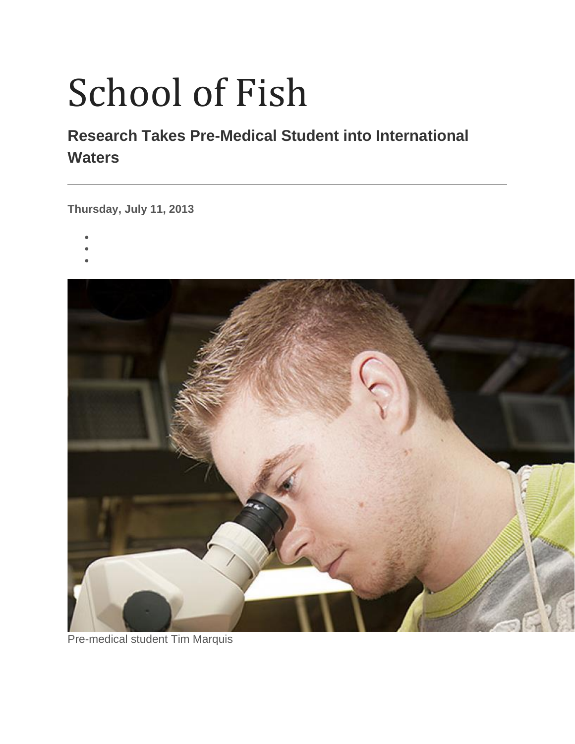# School of Fish

## Research Takes Pre-Medical Student into International Waters

---

**Thursday, July 11, 2013**

Pre-medical student Tim Marquis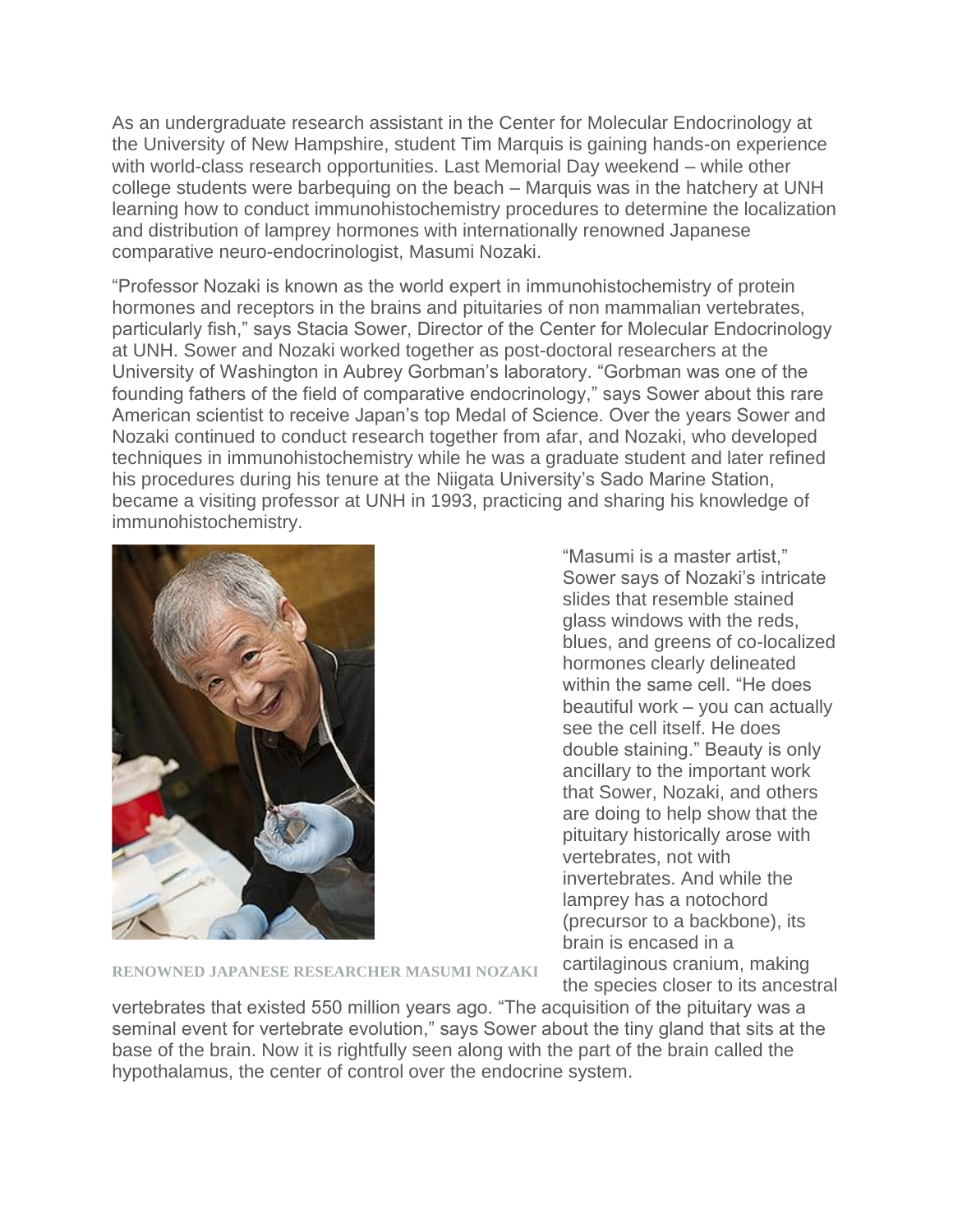As an undergraduate research assistant in the Center for Molecular Endocrinology at the University of New Hampshire, student Tim Marquis is gaining hands-on experience with world-class research opportunities. Last Memorial Day weekend – while other college students were barbequing on the beach – Marquis was in the hatchery at UNH learning how to conduct immunohistochemistry procedures to determine the localization and distribution of lamprey hormones with internationally renowned Japanese comparative neuro-endocrinologist, Masumi Nozaki.

"Professor Nozaki is known as the world expert in immunohistochemistry of protein hormones and receptors in the brains and pituitaries of non mammalian vertebrates, particularly fish," says Stacia Sower, Director of the Center for Molecular Endocrinology at UNH. Sower and Nozaki worked together as post-doctoral researchers at the University of Washington in Aubrey Gorbman's laboratory. "Gorbman was one of the founding fathers of the field of comparative endocrinology," says Sower about this rare American scientist to receive Japan's top Medal of Science. Over the years Sower and Nozaki continued to conduct research together from afar, and Nozaki, who developed techniques in immunohistochemistry while he was a graduate student and later refined his procedures during his tenure at the Niigata University's Sado Marine Station, became a visiting professor at UNH in 1993, practicing and sharing his knowledge of immunohistochemistry.

RENOWNED JAPANESE RESEARCHER MASUMI NOZAKI

"Masumi is a master artist," Sower says of Nozaki's intricate slides that resemble stained glass windows with the reds, blues, and greens of co-localized hormones clearly delineated within the same cell. "He does beautiful work – you can actually see the cell itself. He does double staining." Beauty is only ancillary to the important work that Sower, Nozaki, and others are doing to help show that the pituitary historically arose with vertebrates, not with invertebrates. And while the lamprey has a notochord (precursor to a backbone), its brain is encased in a cartilaginous cranium, making the species closer to its ancestral vertebrates that existed 550 million years ago. "The acquisition of the pituitary was a seminal event for vertebrate evolution," says Sower about the tiny gland that sits at the base of the brain. Now it is rightfully seen along with the part of the brain called the hypothalamus, the center of control over the endocrine system.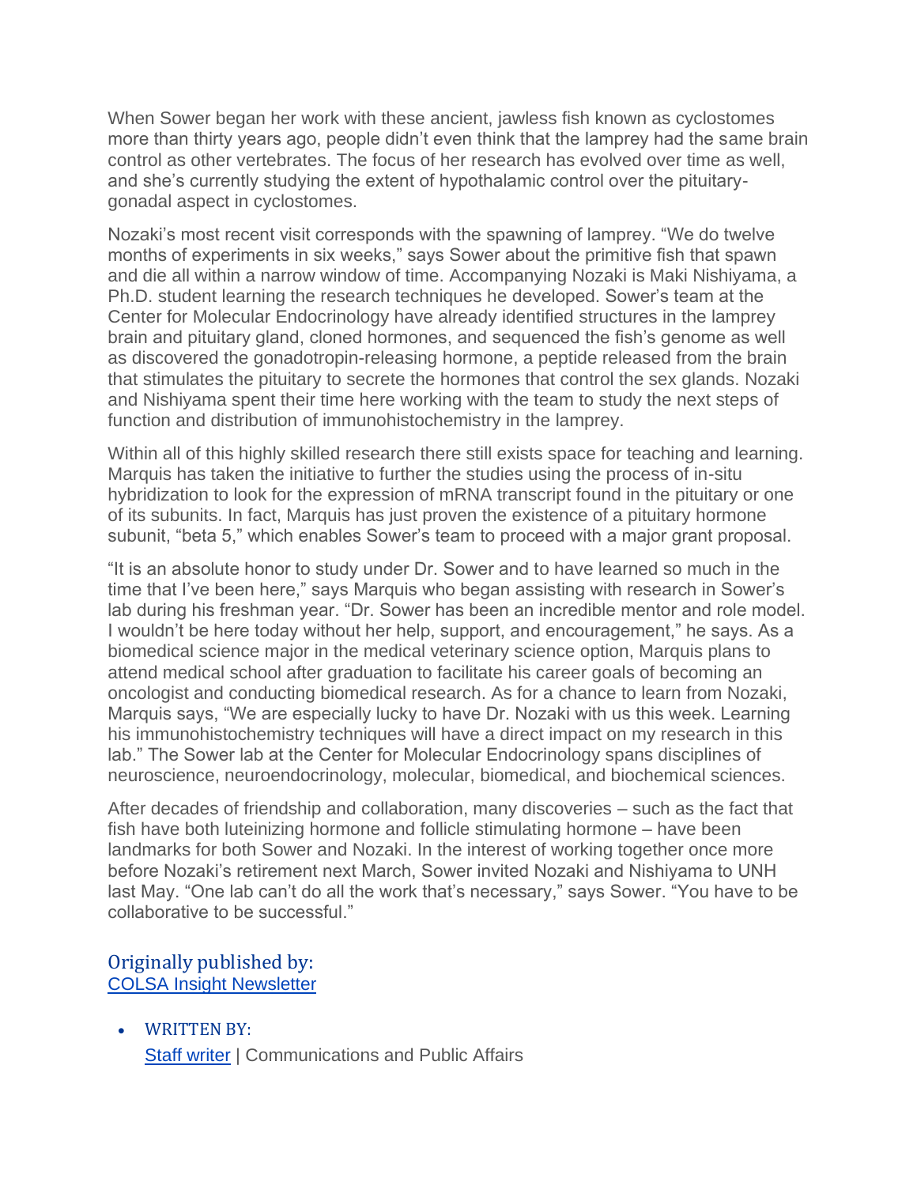When Sower began her work with these ancient, jawless fish known as cyclostomes more than thirty years ago, people didn't even think that the lamprey had the same brain control as other vertebrates. The focus of her research has evolved over time as well, and she's currently studying the extent of hypothalamic control over the pituitary-gonadal aspect in cyclostomes.

Nozaki's most recent visit corresponds with the spawning of lamprey. "We do twelve months of experiments in six weeks," says Sower about the primitive fish that spawn and die all within a narrow window of time. Accompanying Nozaki is Maki Nishiyama, a Ph.D. student learning the research techniques he developed. Sower's team at the Center for Molecular Endocrinology have already identified structures in the lamprey brain and pituitary gland, cloned hormones, and sequenced the fish's genome as well as discovered the gonadotropin-releasing hormone, a peptide released from the brain that stimulates the pituitary to secrete the hormones that control the sex glands. Nozaki and Nishiyama spent their time here working with the team to study the next steps of function and distribution of immunohistochemistry in the lamprey.

Within all of this highly skilled research there still exists space for teaching and learning. Marquis has taken the initiative to further the studies using the process of in-situ hybridization to look for the expression of mRNA transcript found in the pituitary or one of its subunits. In fact, Marquis has just proven the existence of a pituitary hormone subunit, "beta 5," which enables Sower's team to proceed with a major grant proposal.

"It is an absolute honor to study under Dr. Sower and to have learned so much in the time that I've been here," says Marquis who began assisting with research in Sower's lab during his freshman year. "Dr. Sower has been an incredible mentor and role model. I wouldn't be here today without her help, support, and encouragement," he says. As a biomedical science major in the medical veterinary science option, Marquis plans to attend medical school after graduation to facilitate his career goals of becoming an oncologist and conducting biomedical research. As for a chance to learn from Nozaki, Marquis says, "We are especially lucky to have Dr. Nozaki with us this week. Learning his immunohistochemistry techniques will have a direct impact on my research in this lab." The Sower lab at the Center for Molecular Endocrinology spans disciplines of neuroscience, neuroendocrinology, molecular, biomedical, and biochemical sciences.

After decades of friendship and collaboration, many discoveries – such as the fact that fish have both luteinizing hormone and follicle stimulating hormone – have been landmarks for both Sower and Nozaki. In the interest of working together once more before Nozaki's retirement next March, Sower invited Nozaki and Nishiyama to UNH last May. "One lab can't do all the work that's necessary," says Sower. "You have to be collaborative to be successful."

## Originally published by:

COLSA Insight Newsletter

- WRITTEN BY:
  Staff writer | Communications and Public Affairs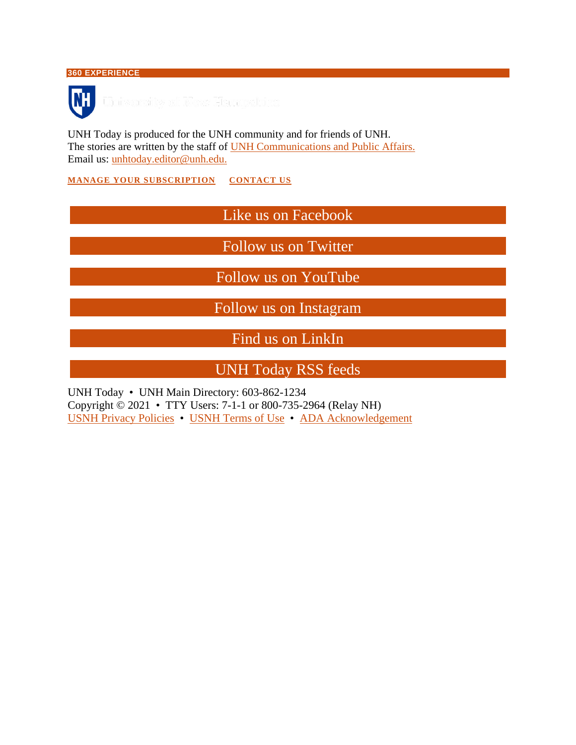360 EXPERIENCE

UNH Today is produced for the UNH community and for friends of UNH.
The stories are written by the staff of UNH Communications and Public Affairs.
Email us: unhtoday.editor@unh.edu.

MANAGE YOUR SUBSCRIPTION    CONTACT US

Like us on Facebook

Follow us on Twitter

Follow us on YouTube

Follow us on Instagram

Find us on LinkIn

UNH Today RSS feeds

UNH Today • UNH Main Directory: 603-862-1234
Copyright © 2021 • TTY Users: 7-1-1 or 800-735-2964 (Relay NH)
USNH Privacy Policies • USNH Terms of Use • ADA Acknowledgement